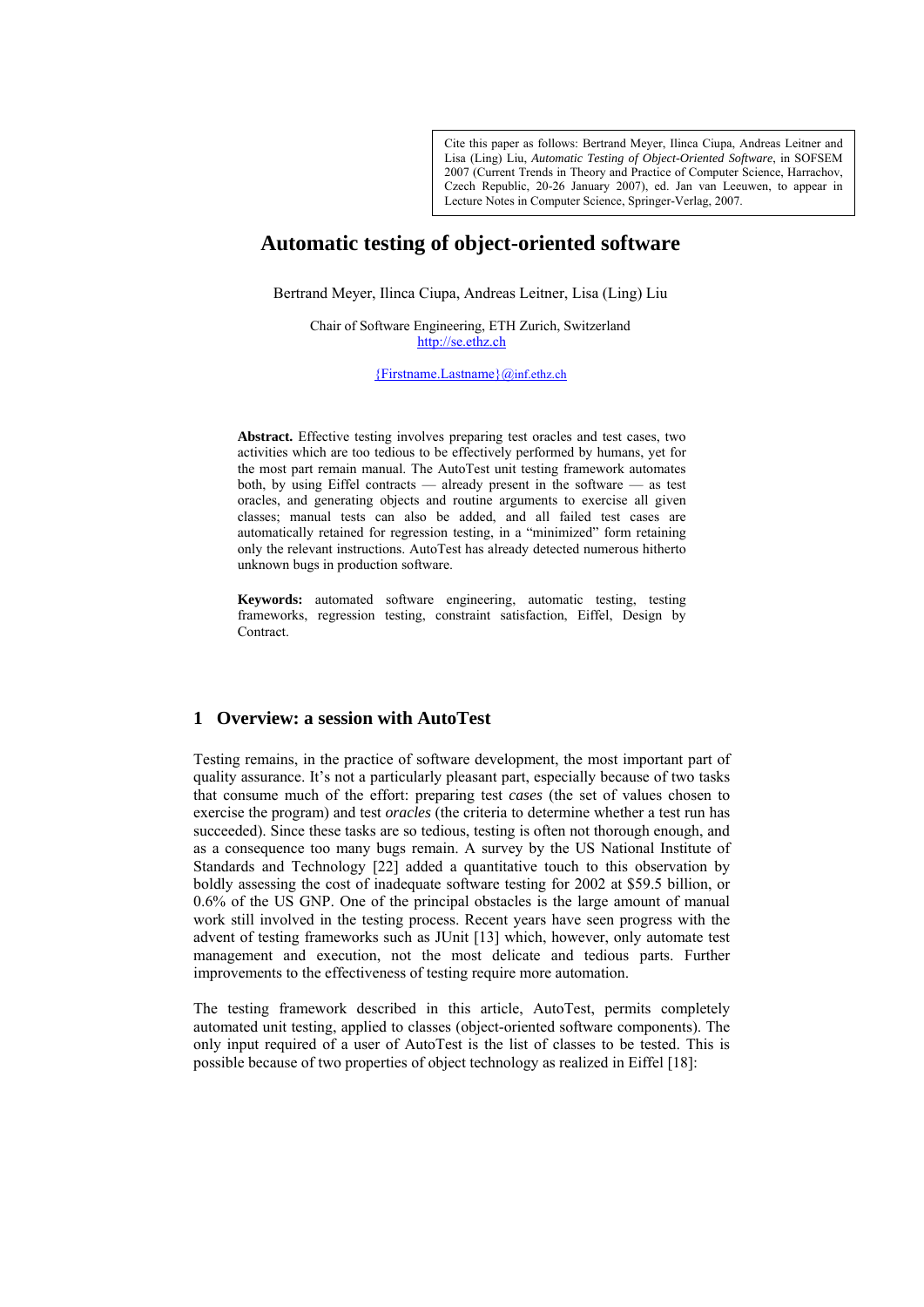Cite this paper as follows: Bertrand Meyer, Ilinca Ciupa, Andreas Leitner and Lisa (Ling) Liu, *Automatic Testing of Object-Oriented Software*, in SOFSEM 2007 (Current Trends in Theory and Practice of Computer Science, Harrachov, Czech Republic, 20-26 January 2007), ed. Jan van Leeuwen, to appear in Lecture Notes in Computer Science, Springer-Verlag, 2007.

# Automatic testing of object-oriented software

Bertrand Meyer, Ilinca Ciupa, Andreas Leitner, Lisa (Ling) Liu

Chair of Software Engineering, ETH Zurich, Switzerland
http://se.ethz.ch

{Firstname.Lastname}@inf.ethz.ch

**Abstract.** Effective testing involves preparing test oracles and test cases, two activities which are too tedious to be effectively performed by humans, yet for the most part remain manual. The AutoTest unit testing framework automates both, by using Eiffel contracts — already present in the software — as test oracles, and generating objects and routine arguments to exercise all given classes; manual tests can also be added, and all failed test cases are automatically retained for regression testing, in a "minimized" form retaining only the relevant instructions. AutoTest has already detected numerous hitherto unknown bugs in production software.

**Keywords:** automated software engineering, automatic testing, testing frameworks, regression testing, constraint satisfaction, Eiffel, Design by Contract.

## 1 Overview: a session with AutoTest

Testing remains, in the practice of software development, the most important part of quality assurance. It's not a particularly pleasant part, especially because of two tasks that consume much of the effort: preparing test *cases* (the set of values chosen to exercise the program) and test *oracles* (the criteria to determine whether a test run has succeeded). Since these tasks are so tedious, testing is often not thorough enough, and as a consequence too many bugs remain. A survey by the US National Institute of Standards and Technology [22] added a quantitative touch to this observation by boldly assessing the cost of inadequate software testing for 2002 at $59.5 billion, or 0.6% of the US GNP. One of the principal obstacles is the large amount of manual work still involved in the testing process. Recent years have seen progress with the advent of testing frameworks such as JUnit [13] which, however, only automate test management and execution, not the most delicate and tedious parts. Further improvements to the effectiveness of testing require more automation.

The testing framework described in this article, AutoTest, permits completely automated unit testing, applied to classes (object-oriented software components). The only input required of a user of AutoTest is the list of classes to be tested. This is possible because of two properties of object technology as realized in Eiffel [18]: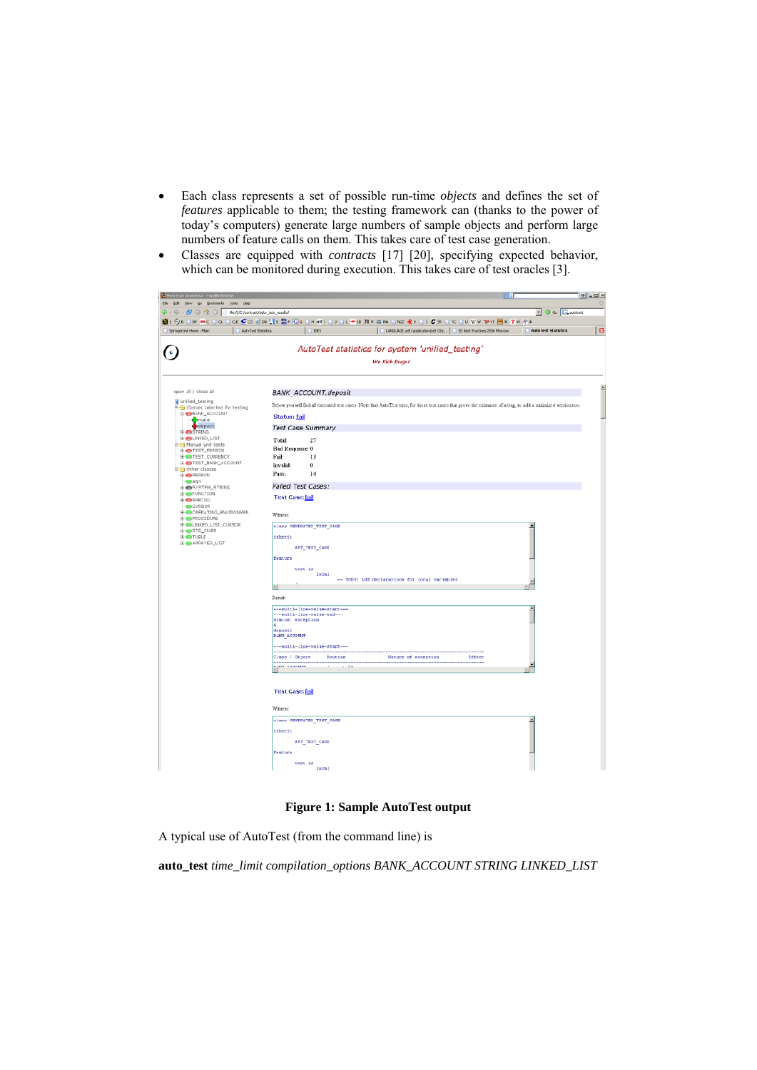- Each class represents a set of possible run-time *objects* and defines the set of *features* applicable to them; the testing framework can (thanks to the power of today's computers) generate large numbers of sample objects and perform large numbers of feature calls on them. This takes care of test case generation.
- Classes are equipped with *contracts* [17] [20], specifying expected behavior, which can be monitored during execution. This takes care of test oracles [3].

**Figure 1: Sample AutoTest output**

A typical use of AutoTest (from the command line) is

**auto_test** *time_limit compilation_options BANK_ACCOUNT STRING LINKED_LIST*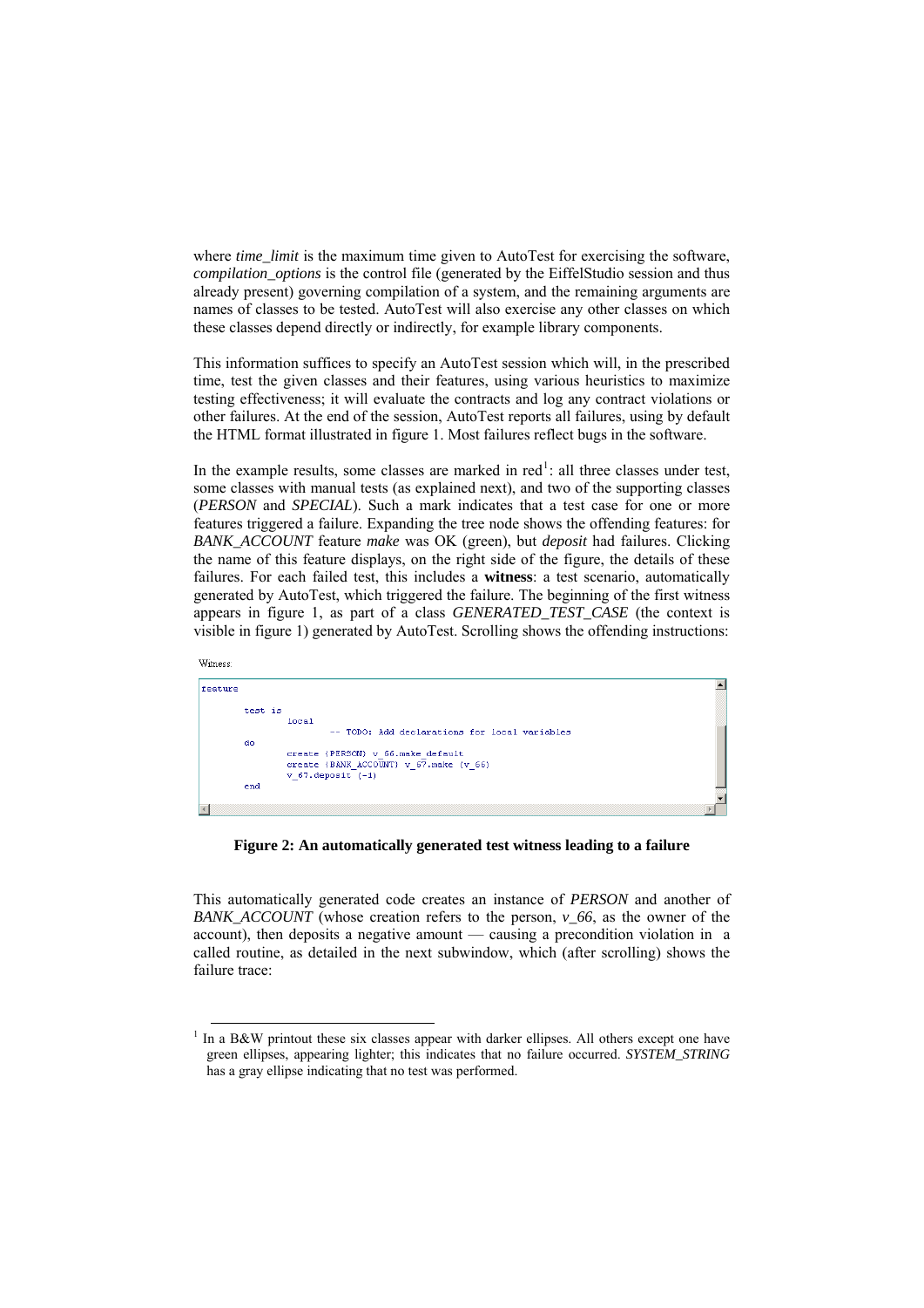where *time_limit* is the maximum time given to AutoTest for exercising the software, *compilation_options* is the control file (generated by the EiffelStudio session and thus already present) governing compilation of a system, and the remaining arguments are names of classes to be tested. AutoTest will also exercise any other classes on which these classes depend directly or indirectly, for example library components.

This information suffices to specify an AutoTest session which will, in the prescribed time, test the given classes and their features, using various heuristics to maximize testing effectiveness; it will evaluate the contracts and log any contract violations or other failures. At the end of the session, AutoTest reports all failures, using by default the HTML format illustrated in figure 1. Most failures reflect bugs in the software.

In the example results, some classes are marked in red[1]: all three classes under test, some classes with manual tests (as explained next), and two of the supporting classes (*PERSON* and *SPECIAL*). Such a mark indicates that a test case for one or more features triggered a failure. Expanding the tree node shows the offending features: for *BANK_ACCOUNT* feature *make* was OK (green), but *deposit* had failures. Clicking the name of this feature displays, on the right side of the figure, the details of these failures. For each failed test, this includes a **witness**: a test scenario, automatically generated by AutoTest, which triggered the failure. The beginning of the first witness appears in figure 1, as part of a class *GENERATED_TEST_CASE* (the context is visible in figure 1) generated by AutoTest. Scrolling shows the offending instructions:

Witness:

```
feature

	test is
		local
			-- TODO: Add declarations for local variables
	do
		create {PERSON} v_66.make_default
		create {BANK_ACCOUNT} v_67.make (v_66)
		v_67.deposit (-1)
	end
```

**Figure 2: An automatically generated test witness leading to a failure**

This automatically generated code creates an instance of *PERSON* and another of *BANK_ACCOUNT* (whose creation refers to the person, *v_66*, as the owner of the account), then deposits a negative amount — causing a precondition violation in a called routine, as detailed in the next subwindow, which (after scrolling) shows the failure trace:

[1] In a B&W printout these six classes appear with darker ellipses. All others except one have green ellipses, appearing lighter; this indicates that no failure occurred. *SYSTEM_STRING* has a gray ellipse indicating that no test was performed.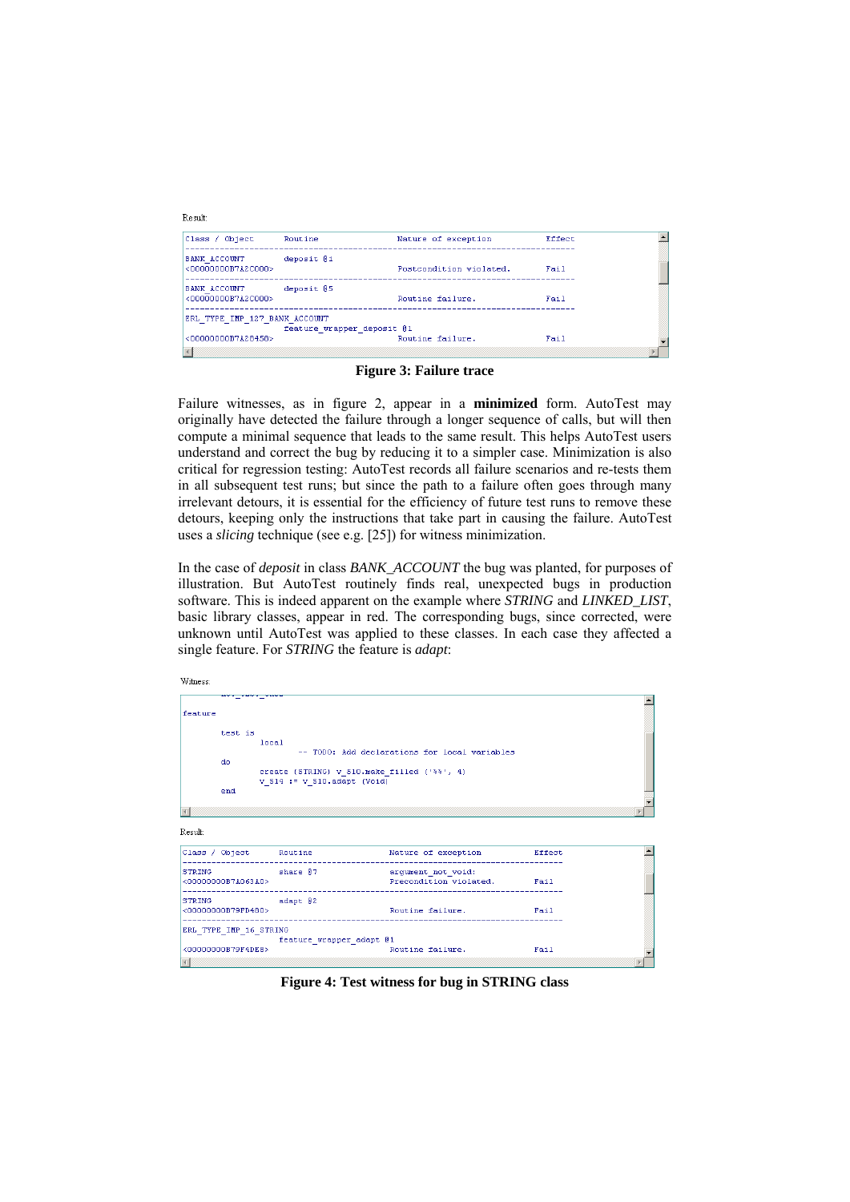Result:

```
Class / Object          Routine              Nature of exception         Effect
------------------------------------------------------------------------------
BANK_ACCOUNT            deposit @1
<00000000B7A2C000>                           Postcondition violated.     Fail
------------------------------------------------------------------------------
BANK_ACCOUNT            deposit @5
<00000000B7A2C000>                           Routine failure.            Fail
------------------------------------------------------------------------------
ERL_TYPE_IMP_127_BANK_ACCOUNT
                        feature_wrapper_deposit @1
<00000000B7A28458>                           Routine failure.            Fail
```

**Figure 3: Failure trace**

Failure witnesses, as in figure 2, appear in a **minimized** form. AutoTest may originally have detected the failure through a longer sequence of calls, but will then compute a minimal sequence that leads to the same result. This helps AutoTest users understand and correct the bug by reducing it to a simpler case. Minimization is also critical for regression testing: AutoTest records all failure scenarios and re-tests them in all subsequent test runs; but since the path to a failure often goes through many irrelevant detours, it is essential for the efficiency of future test runs to remove these detours, keeping only the instructions that take part in causing the failure. AutoTest uses a *slicing* technique (see e.g. [25]) for witness minimization.

In the case of *deposit* in class *BANK_ACCOUNT* the bug was planted, for purposes of illustration. But AutoTest routinely finds real, unexpected bugs in production software. This is indeed apparent on the example where *STRING* and *LINKED_LIST*, basic library classes, appear in red. The corresponding bugs, since corrected, were unknown until AutoTest was applied to these classes. In each case they affected a single feature. For *STRING* the feature is *adapt*:

Witness:

```
feature

        test is
                local
                        -- TODO: Add declarations for local variables
        do
                create {STRING} v_510.make_filled ('%%', 4)
                v_514 := v_510.adapt (Void)
        end
```

Result:

```
Class / Object          Routine              Nature of exception         Effect
------------------------------------------------------------------------------
STRING                  share @7             argument_not_void:
<00000000B7A063A0>                           Precondition violated.      Fail
------------------------------------------------------------------------------
STRING                  adapt @2
<00000000B79FD480>                           Routine failure.            Fail
------------------------------------------------------------------------------
ERL_TYPE_IMP_16_STRING
                        feature_wrapper_adapt @1
<00000000B79F4DE8>                           Routine failure.            Fail
```

**Figure 4: Test witness for bug in STRING class**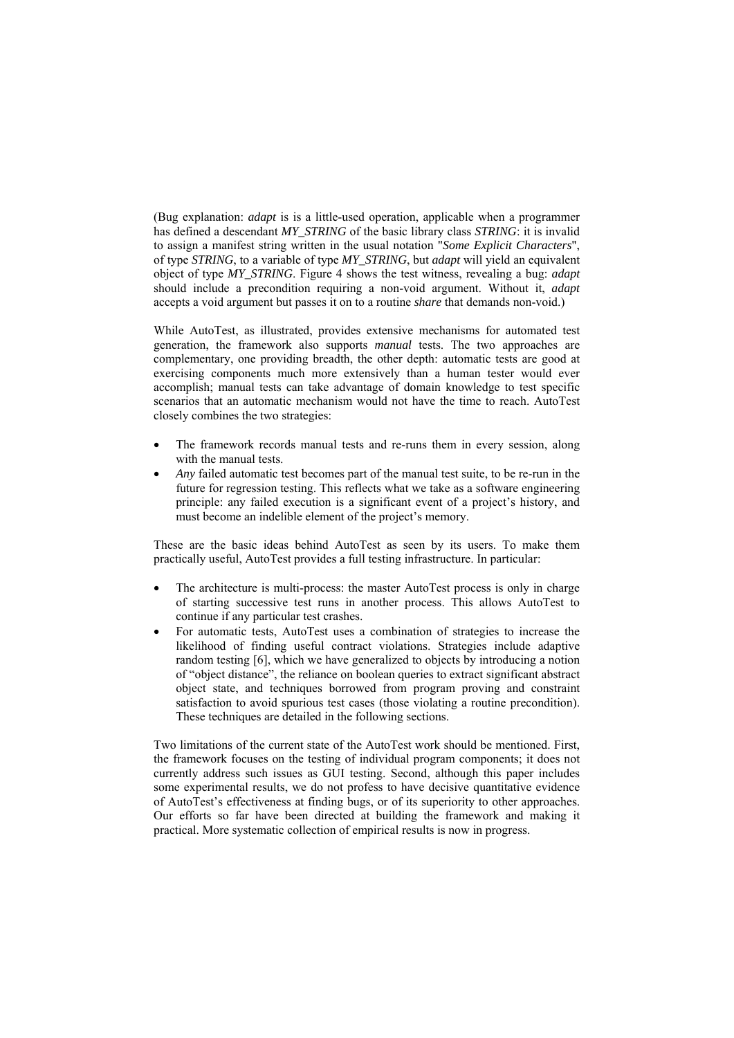(Bug explanation: *adapt* is is a little-used operation, applicable when a programmer has defined a descendant *MY_STRING* of the basic library class *STRING*: it is invalid to assign a manifest string written in the usual notation "*Some Explicit Characters*", of type *STRING*, to a variable of type *MY_STRING*, but *adapt* will yield an equivalent object of type *MY_STRING*. Figure 4 shows the test witness, revealing a bug: *adapt* should include a precondition requiring a non-void argument. Without it, *adapt* accepts a void argument but passes it on to a routine *share* that demands non-void.)

While AutoTest, as illustrated, provides extensive mechanisms for automated test generation, the framework also supports *manual* tests. The two approaches are complementary, one providing breadth, the other depth: automatic tests are good at exercising components much more extensively than a human tester would ever accomplish; manual tests can take advantage of domain knowledge to test specific scenarios that an automatic mechanism would not have the time to reach. AutoTest closely combines the two strategies:

- The framework records manual tests and re-runs them in every session, along with the manual tests.
- *Any* failed automatic test becomes part of the manual test suite, to be re-run in the future for regression testing. This reflects what we take as a software engineering principle: any failed execution is a significant event of a project's history, and must become an indelible element of the project's memory.

These are the basic ideas behind AutoTest as seen by its users. To make them practically useful, AutoTest provides a full testing infrastructure. In particular:

- The architecture is multi-process: the master AutoTest process is only in charge of starting successive test runs in another process. This allows AutoTest to continue if any particular test crashes.
- For automatic tests, AutoTest uses a combination of strategies to increase the likelihood of finding useful contract violations. Strategies include adaptive random testing [6], which we have generalized to objects by introducing a notion of "object distance", the reliance on boolean queries to extract significant abstract object state, and techniques borrowed from program proving and constraint satisfaction to avoid spurious test cases (those violating a routine precondition). These techniques are detailed in the following sections.

Two limitations of the current state of the AutoTest work should be mentioned. First, the framework focuses on the testing of individual program components; it does not currently address such issues as GUI testing. Second, although this paper includes some experimental results, we do not profess to have decisive quantitative evidence of AutoTest's effectiveness at finding bugs, or of its superiority to other approaches. Our efforts so far have been directed at building the framework and making it practical. More systematic collection of empirical results is now in progress.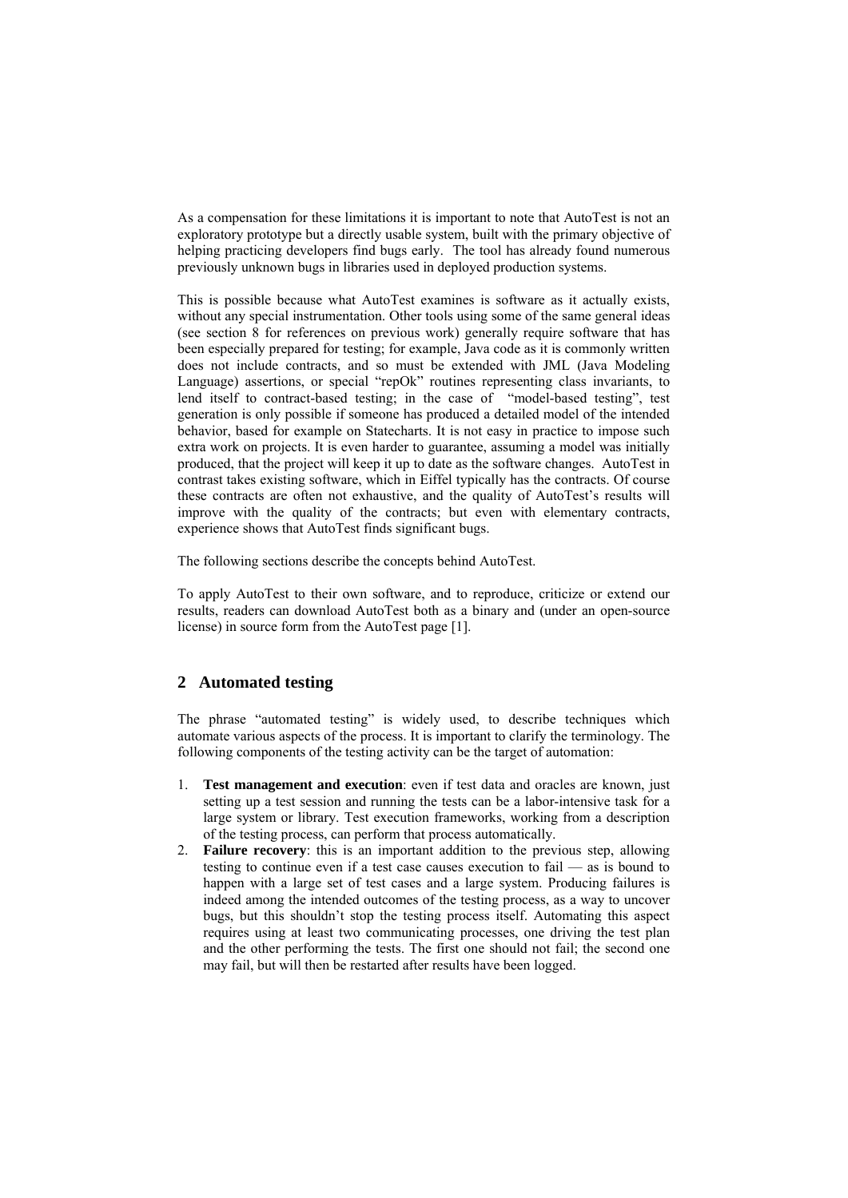As a compensation for these limitations it is important to note that AutoTest is not an exploratory prototype but a directly usable system, built with the primary objective of helping practicing developers find bugs early. The tool has already found numerous previously unknown bugs in libraries used in deployed production systems.

This is possible because what AutoTest examines is software as it actually exists, without any special instrumentation. Other tools using some of the same general ideas (see section 8 for references on previous work) generally require software that has been especially prepared for testing; for example, Java code as it is commonly written does not include contracts, and so must be extended with JML (Java Modeling Language) assertions, or special "repOk" routines representing class invariants, to lend itself to contract-based testing; in the case of "model-based testing", test generation is only possible if someone has produced a detailed model of the intended behavior, based for example on Statecharts. It is not easy in practice to impose such extra work on projects. It is even harder to guarantee, assuming a model was initially produced, that the project will keep it up to date as the software changes. AutoTest in contrast takes existing software, which in Eiffel typically has the contracts. Of course these contracts are often not exhaustive, and the quality of AutoTest's results will improve with the quality of the contracts; but even with elementary contracts, experience shows that AutoTest finds significant bugs.

The following sections describe the concepts behind AutoTest.

To apply AutoTest to their own software, and to reproduce, criticize or extend our results, readers can download AutoTest both as a binary and (under an open-source license) in source form from the AutoTest page [1].

## 2 Automated testing

The phrase "automated testing" is widely used, to describe techniques which automate various aspects of the process. It is important to clarify the terminology. The following components of the testing activity can be the target of automation:

1. **Test management and execution**: even if test data and oracles are known, just setting up a test session and running the tests can be a labor-intensive task for a large system or library. Test execution frameworks, working from a description of the testing process, can perform that process automatically.
2. **Failure recovery**: this is an important addition to the previous step, allowing testing to continue even if a test case causes execution to fail — as is bound to happen with a large set of test cases and a large system. Producing failures is indeed among the intended outcomes of the testing process, as a way to uncover bugs, but this shouldn't stop the testing process itself. Automating this aspect requires using at least two communicating processes, one driving the test plan and the other performing the tests. The first one should not fail; the second one may fail, but will then be restarted after results have been logged.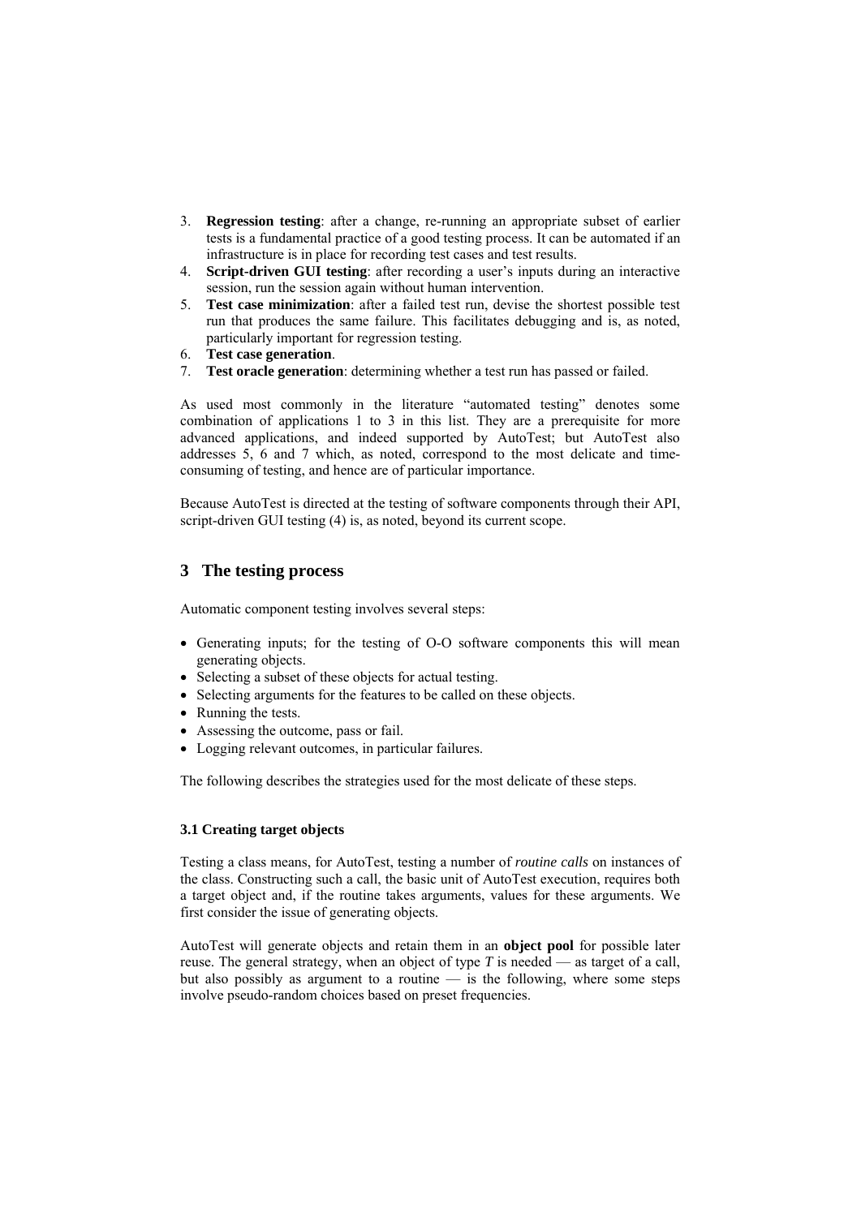3. **Regression testing**: after a change, re-running an appropriate subset of earlier tests is a fundamental practice of a good testing process. It can be automated if an infrastructure is in place for recording test cases and test results.
4. **Script-driven GUI testing**: after recording a user's inputs during an interactive session, run the session again without human intervention.
5. **Test case minimization**: after a failed test run, devise the shortest possible test run that produces the same failure. This facilitates debugging and is, as noted, particularly important for regression testing.
6. **Test case generation**.
7. **Test oracle generation**: determining whether a test run has passed or failed.

As used most commonly in the literature "automated testing" denotes some combination of applications 1 to 3 in this list. They are a prerequisite for more advanced applications, and indeed supported by AutoTest; but AutoTest also addresses 5, 6 and 7 which, as noted, correspond to the most delicate and time-consuming of testing, and hence are of particular importance.

Because AutoTest is directed at the testing of software components through their API, script-driven GUI testing (4) is, as noted, beyond its current scope.

## 3 The testing process

Automatic component testing involves several steps:

- Generating inputs; for the testing of O-O software components this will mean generating objects.
- Selecting a subset of these objects for actual testing.
- Selecting arguments for the features to be called on these objects.
- Running the tests.
- Assessing the outcome, pass or fail.
- Logging relevant outcomes, in particular failures.

The following describes the strategies used for the most delicate of these steps.

### 3.1 Creating target objects

Testing a class means, for AutoTest, testing a number of *routine calls* on instances of the class. Constructing such a call, the basic unit of AutoTest execution, requires both a target object and, if the routine takes arguments, values for these arguments. We first consider the issue of generating objects.

AutoTest will generate objects and retain them in an **object pool** for possible later reuse. The general strategy, when an object of type *T* is needed — as target of a call, but also possibly as argument to a routine — is the following, where some steps involve pseudo-random choices based on preset frequencies.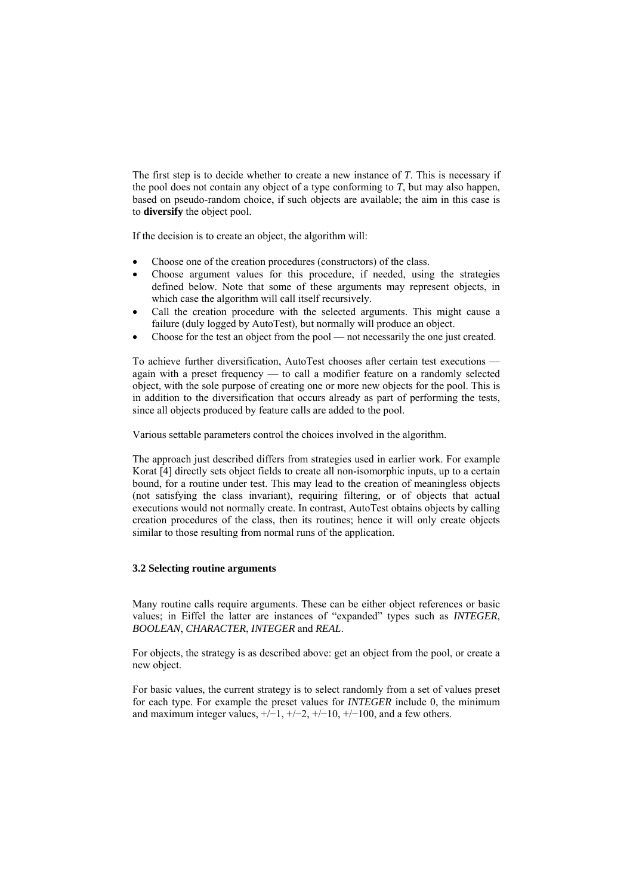The first step is to decide whether to create a new instance of *T*. This is necessary if the pool does not contain any object of a type conforming to *T*, but may also happen, based on pseudo-random choice, if such objects are available; the aim in this case is to **diversify** the object pool.

If the decision is to create an object, the algorithm will:

- Choose one of the creation procedures (constructors) of the class.
- Choose argument values for this procedure, if needed, using the strategies defined below. Note that some of these arguments may represent objects, in which case the algorithm will call itself recursively.
- Call the creation procedure with the selected arguments. This might cause a failure (duly logged by AutoTest), but normally will produce an object.
- Choose for the test an object from the pool — not necessarily the one just created.

To achieve further diversification, AutoTest chooses after certain test executions — again with a preset frequency — to call a modifier feature on a randomly selected object, with the sole purpose of creating one or more new objects for the pool. This is in addition to the diversification that occurs already as part of performing the tests, since all objects produced by feature calls are added to the pool.

Various settable parameters control the choices involved in the algorithm.

The approach just described differs from strategies used in earlier work. For example Korat [4] directly sets object fields to create all non-isomorphic inputs, up to a certain bound, for a routine under test. This may lead to the creation of meaningless objects (not satisfying the class invariant), requiring filtering, or of objects that actual executions would not normally create. In contrast, AutoTest obtains objects by calling creation procedures of the class, then its routines; hence it will only create objects similar to those resulting from normal runs of the application.

### 3.2 Selecting routine arguments

Many routine calls require arguments. These can be either object references or basic values; in Eiffel the latter are instances of "expanded" types such as *INTEGER*, *BOOLEAN*, *CHARACTER*, *INTEGER* and *REAL*.

For objects, the strategy is as described above: get an object from the pool, or create a new object.

For basic values, the current strategy is to select randomly from a set of values preset for each type. For example the preset values for *INTEGER* include 0, the minimum and maximum integer values, +/−1, +/−2, +/−10, +/−100, and a few others.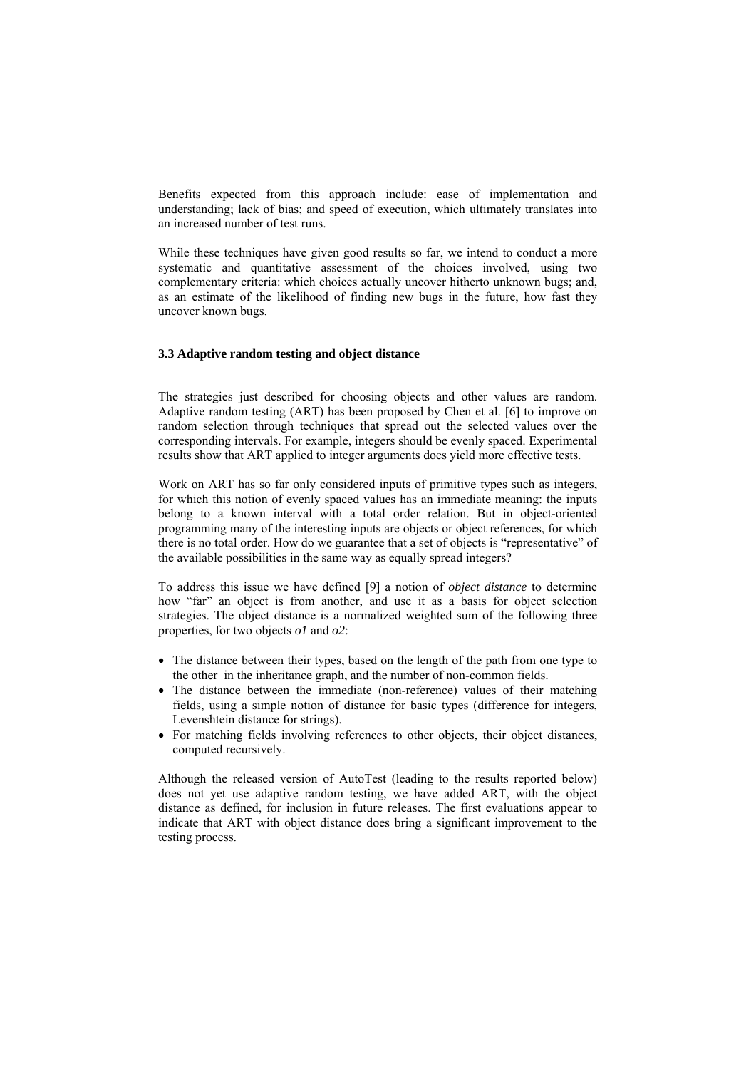Benefits expected from this approach include: ease of implementation and understanding; lack of bias; and speed of execution, which ultimately translates into an increased number of test runs.

While these techniques have given good results so far, we intend to conduct a more systematic and quantitative assessment of the choices involved, using two complementary criteria: which choices actually uncover hitherto unknown bugs; and, as an estimate of the likelihood of finding new bugs in the future, how fast they uncover known bugs.

### 3.3 Adaptive random testing and object distance

The strategies just described for choosing objects and other values are random. Adaptive random testing (ART) has been proposed by Chen et al. [6] to improve on random selection through techniques that spread out the selected values over the corresponding intervals. For example, integers should be evenly spaced. Experimental results show that ART applied to integer arguments does yield more effective tests.

Work on ART has so far only considered inputs of primitive types such as integers, for which this notion of evenly spaced values has an immediate meaning: the inputs belong to a known interval with a total order relation. But in object-oriented programming many of the interesting inputs are objects or object references, for which there is no total order. How do we guarantee that a set of objects is "representative" of the available possibilities in the same way as equally spread integers?

To address this issue we have defined [9] a notion of *object distance* to determine how "far" an object is from another, and use it as a basis for object selection strategies. The object distance is a normalized weighted sum of the following three properties, for two objects *o1* and *o2*:

- The distance between their types, based on the length of the path from one type to the other in the inheritance graph, and the number of non-common fields.
- The distance between the immediate (non-reference) values of their matching fields, using a simple notion of distance for basic types (difference for integers, Levenshtein distance for strings).
- For matching fields involving references to other objects, their object distances, computed recursively.

Although the released version of AutoTest (leading to the results reported below) does not yet use adaptive random testing, we have added ART, with the object distance as defined, for inclusion in future releases. The first evaluations appear to indicate that ART with object distance does bring a significant improvement to the testing process.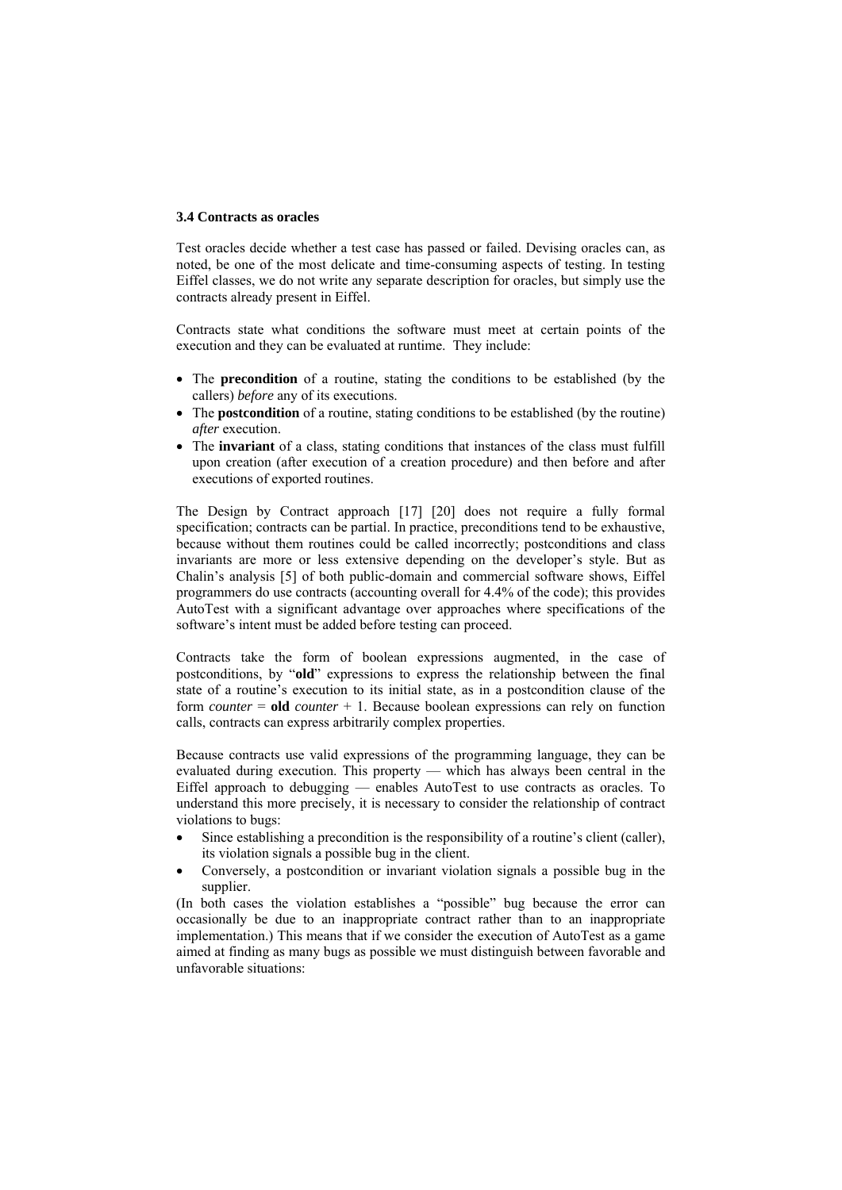### 3.4 Contracts as oracles

Test oracles decide whether a test case has passed or failed. Devising oracles can, as noted, be one of the most delicate and time-consuming aspects of testing. In testing Eiffel classes, we do not write any separate description for oracles, but simply use the contracts already present in Eiffel.

Contracts state what conditions the software must meet at certain points of the execution and they can be evaluated at runtime. They include:

- The **precondition** of a routine, stating the conditions to be established (by the callers) *before* any of its executions.
- The **postcondition** of a routine, stating conditions to be established (by the routine) *after* execution.
- The **invariant** of a class, stating conditions that instances of the class must fulfill upon creation (after execution of a creation procedure) and then before and after executions of exported routines.

The Design by Contract approach [17] [20] does not require a fully formal specification; contracts can be partial. In practice, preconditions tend to be exhaustive, because without them routines could be called incorrectly; postconditions and class invariants are more or less extensive depending on the developer's style. But as Chalin's analysis [5] of both public-domain and commercial software shows, Eiffel programmers do use contracts (accounting overall for 4.4% of the code); this provides AutoTest with a significant advantage over approaches where specifications of the software's intent must be added before testing can proceed.

Contracts take the form of boolean expressions augmented, in the case of postconditions, by "**old**" expressions to express the relationship between the final state of a routine's execution to its initial state, as in a postcondition clause of the form *counter* = **old** *counter* + 1. Because boolean expressions can rely on function calls, contracts can express arbitrarily complex properties.

Because contracts use valid expressions of the programming language, they can be evaluated during execution. This property — which has always been central in the Eiffel approach to debugging — enables AutoTest to use contracts as oracles. To understand this more precisely, it is necessary to consider the relationship of contract violations to bugs:

- Since establishing a precondition is the responsibility of a routine's client (caller), its violation signals a possible bug in the client.
- Conversely, a postcondition or invariant violation signals a possible bug in the supplier.

(In both cases the violation establishes a "possible" bug because the error can occasionally be due to an inappropriate contract rather than to an inappropriate implementation.) This means that if we consider the execution of AutoTest as a game aimed at finding as many bugs as possible we must distinguish between favorable and unfavorable situations: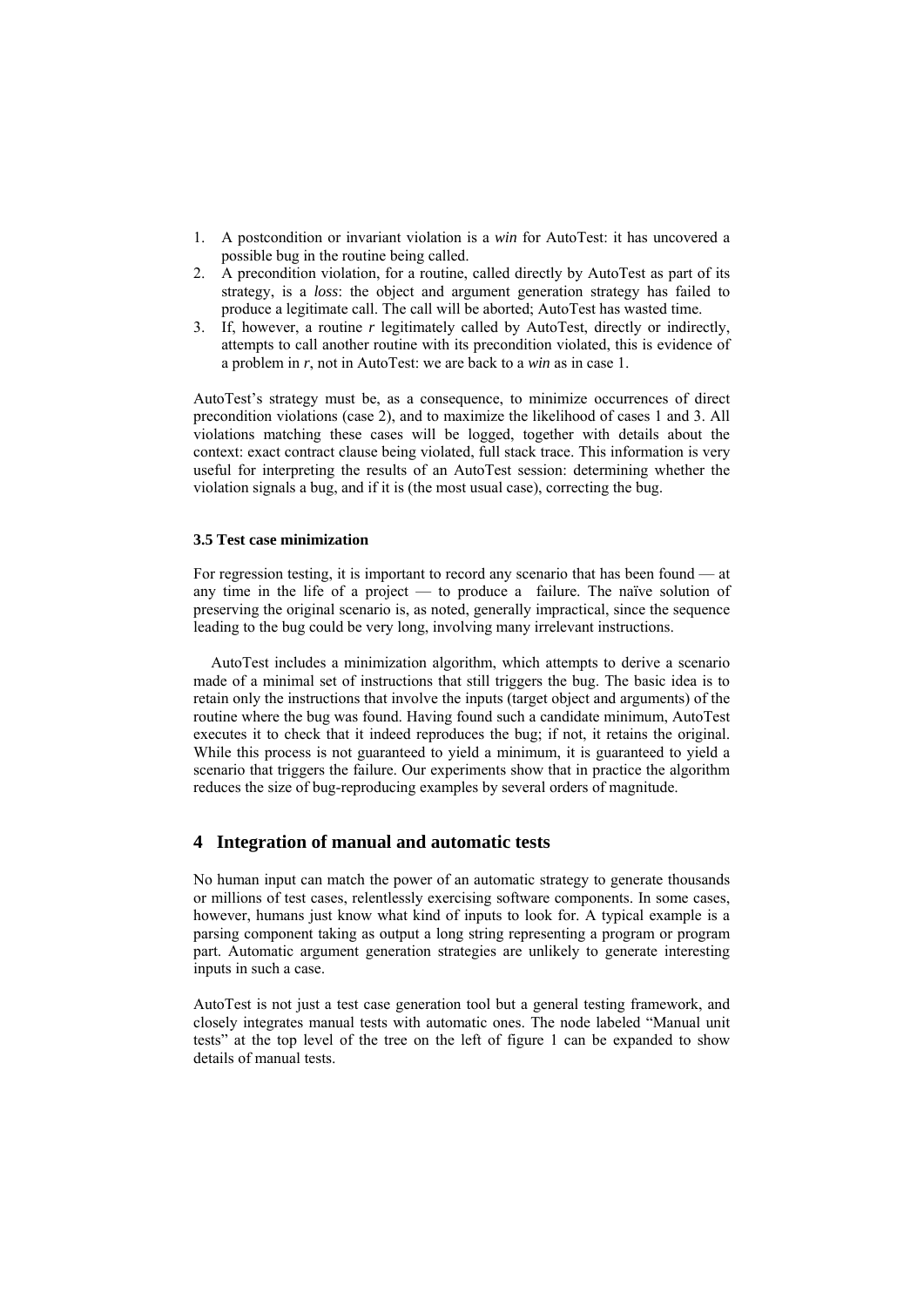1. A postcondition or invariant violation is a *win* for AutoTest: it has uncovered a possible bug in the routine being called.
2. A precondition violation, for a routine, called directly by AutoTest as part of its strategy, is a *loss*: the object and argument generation strategy has failed to produce a legitimate call. The call will be aborted; AutoTest has wasted time.
3. If, however, a routine *r* legitimately called by AutoTest, directly or indirectly, attempts to call another routine with its precondition violated, this is evidence of a problem in *r*, not in AutoTest: we are back to a *win* as in case 1.

AutoTest's strategy must be, as a consequence, to minimize occurrences of direct precondition violations (case 2), and to maximize the likelihood of cases 1 and 3. All violations matching these cases will be logged, together with details about the context: exact contract clause being violated, full stack trace. This information is very useful for interpreting the results of an AutoTest session: determining whether the violation signals a bug, and if it is (the most usual case), correcting the bug.

### 3.5 Test case minimization

For regression testing, it is important to record any scenario that has been found — at any time in the life of a project — to produce a failure. The naïve solution of preserving the original scenario is, as noted, generally impractical, since the sequence leading to the bug could be very long, involving many irrelevant instructions.

AutoTest includes a minimization algorithm, which attempts to derive a scenario made of a minimal set of instructions that still triggers the bug. The basic idea is to retain only the instructions that involve the inputs (target object and arguments) of the routine where the bug was found. Having found such a candidate minimum, AutoTest executes it to check that it indeed reproduces the bug; if not, it retains the original. While this process is not guaranteed to yield a minimum, it is guaranteed to yield a scenario that triggers the failure. Our experiments show that in practice the algorithm reduces the size of bug-reproducing examples by several orders of magnitude.

## 4 Integration of manual and automatic tests

No human input can match the power of an automatic strategy to generate thousands or millions of test cases, relentlessly exercising software components. In some cases, however, humans just know what kind of inputs to look for. A typical example is a parsing component taking as output a long string representing a program or program part. Automatic argument generation strategies are unlikely to generate interesting inputs in such a case.

AutoTest is not just a test case generation tool but a general testing framework, and closely integrates manual tests with automatic ones. The node labeled "Manual unit tests" at the top level of the tree on the left of figure 1 can be expanded to show details of manual tests.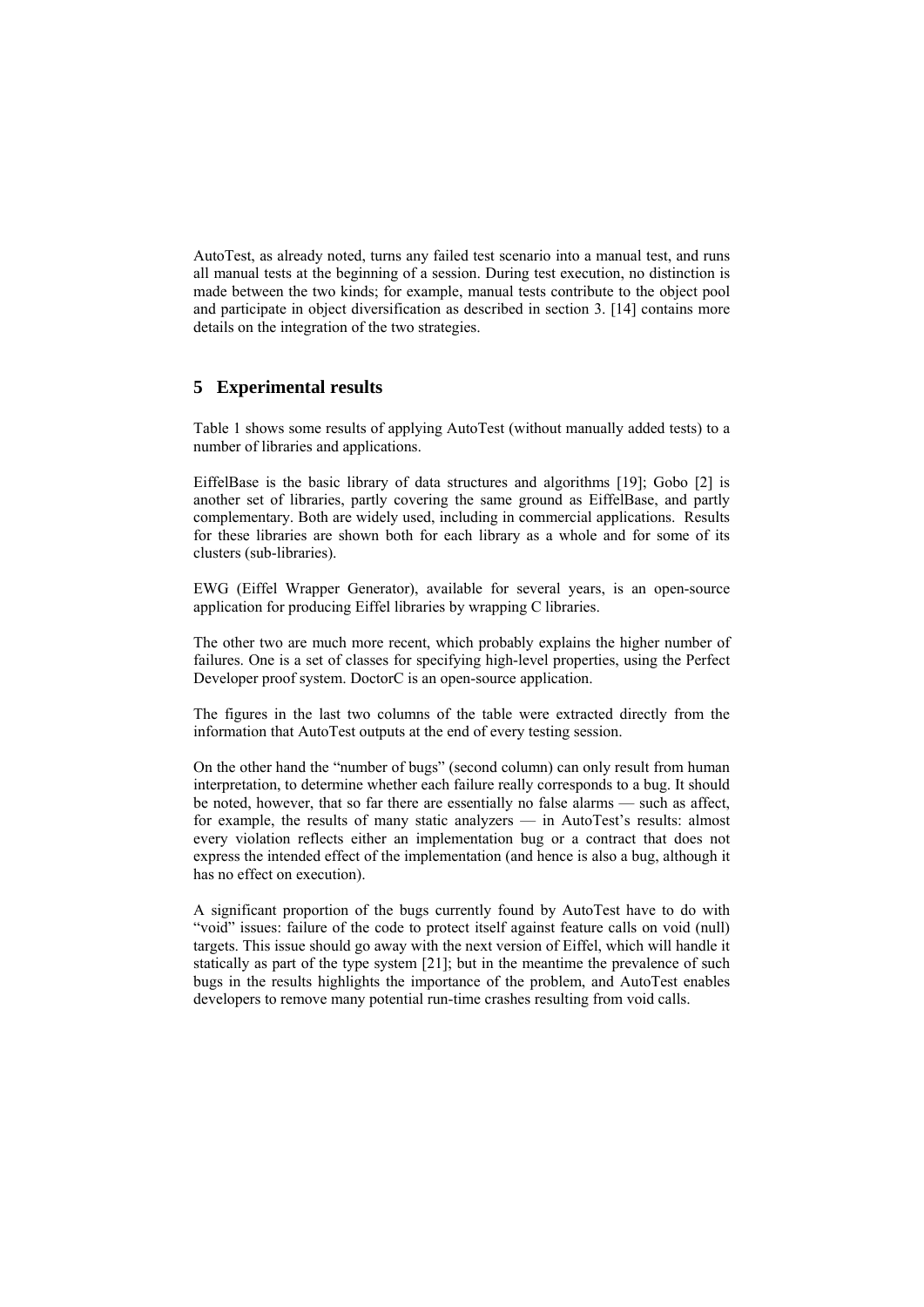AutoTest, as already noted, turns any failed test scenario into a manual test, and runs all manual tests at the beginning of a session. During test execution, no distinction is made between the two kinds; for example, manual tests contribute to the object pool and participate in object diversification as described in section 3. [14] contains more details on the integration of the two strategies.

## 5 Experimental results

Table 1 shows some results of applying AutoTest (without manually added tests) to a number of libraries and applications.

EiffelBase is the basic library of data structures and algorithms [19]; Gobo [2] is another set of libraries, partly covering the same ground as EiffelBase, and partly complementary. Both are widely used, including in commercial applications. Results for these libraries are shown both for each library as a whole and for some of its clusters (sub-libraries).

EWG (Eiffel Wrapper Generator), available for several years, is an open-source application for producing Eiffel libraries by wrapping C libraries.

The other two are much more recent, which probably explains the higher number of failures. One is a set of classes for specifying high-level properties, using the Perfect Developer proof system. DoctorC is an open-source application.

The figures in the last two columns of the table were extracted directly from the information that AutoTest outputs at the end of every testing session.

On the other hand the "number of bugs" (second column) can only result from human interpretation, to determine whether each failure really corresponds to a bug. It should be noted, however, that so far there are essentially no false alarms — such as affect, for example, the results of many static analyzers — in AutoTest's results: almost every violation reflects either an implementation bug or a contract that does not express the intended effect of the implementation (and hence is also a bug, although it has no effect on execution).

A significant proportion of the bugs currently found by AutoTest have to do with "void" issues: failure of the code to protect itself against feature calls on void (null) targets. This issue should go away with the next version of Eiffel, which will handle it statically as part of the type system [21]; but in the meantime the prevalence of such bugs in the results highlights the importance of the problem, and AutoTest enables developers to remove many potential run-time crashes resulting from void calls.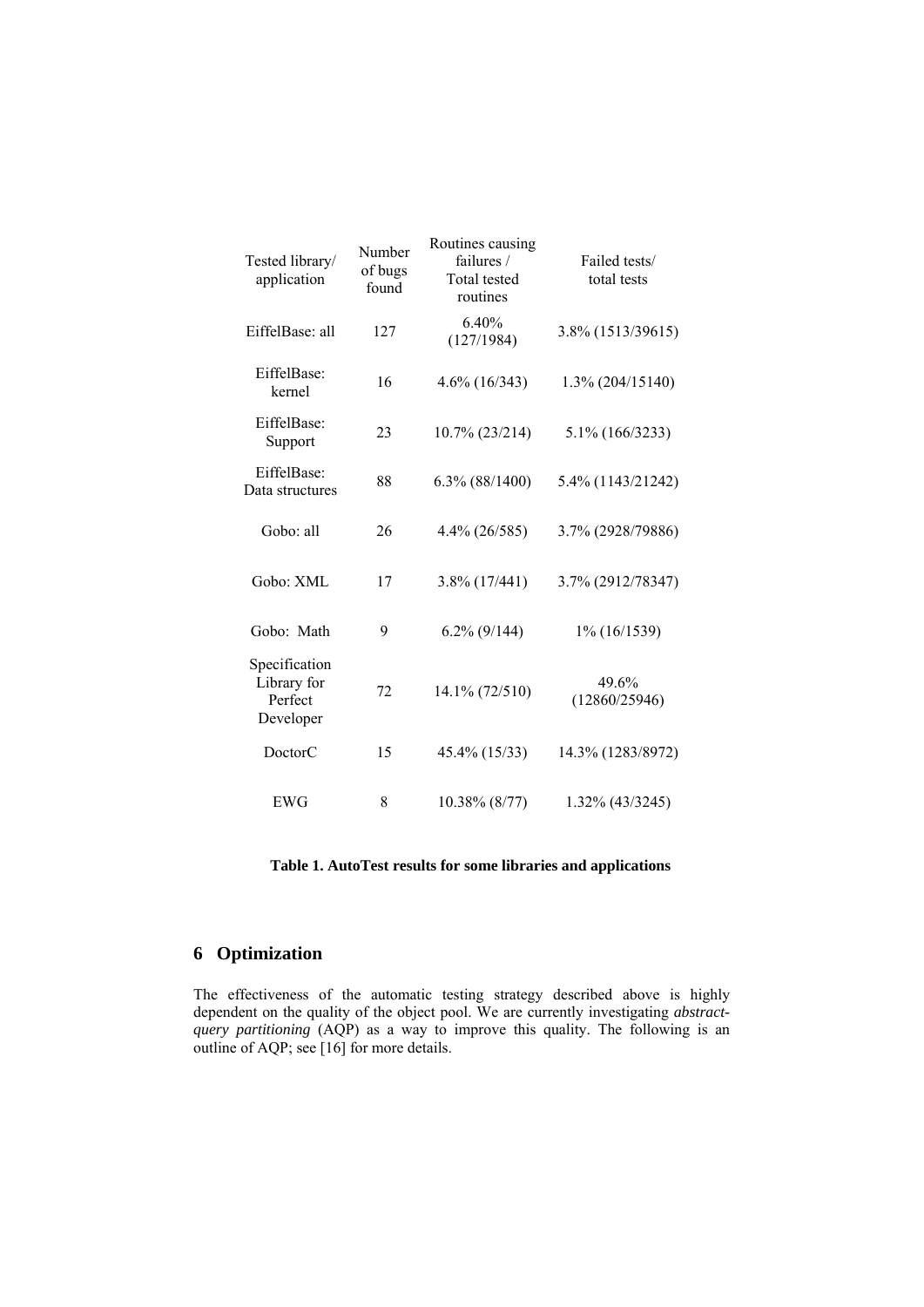| Tested library/ application | Number of bugs found | Routines causing failures / Total tested routines | Failed tests/ total tests |
|---|---|---|---|
| EiffelBase: all | 127 | 6.40% (127/1984) | 3.8% (1513/39615) |
| EiffelBase: kernel | 16 | 4.6% (16/343) | 1.3% (204/15140) |
| EiffelBase: Support | 23 | 10.7% (23/214) | 5.1% (166/3233) |
| EiffelBase: Data structures | 88 | 6.3% (88/1400) | 5.4% (1143/21242) |
| Gobo: all | 26 | 4.4% (26/585) | 3.7% (2928/79886) |
| Gobo: XML | 17 | 3.8% (17/441) | 3.7% (2912/78347) |
| Gobo: Math | 9 | 6.2% (9/144) | 1% (16/1539) |
| Specification Library for Perfect Developer | 72 | 14.1% (72/510) | 49.6% (12860/25946) |
| DoctorC | 15 | 45.4% (15/33) | 14.3% (1283/8972) |
| EWG | 8 | 10.38% (8/77) | 1.32% (43/3245) |

**Table 1. AutoTest results for some libraries and applications**

## 6 Optimization

The effectiveness of the automatic testing strategy described above is highly dependent on the quality of the object pool. We are currently investigating *abstract-query partitioning* (AQP) as a way to improve this quality. The following is an outline of AQP; see [16] for more details.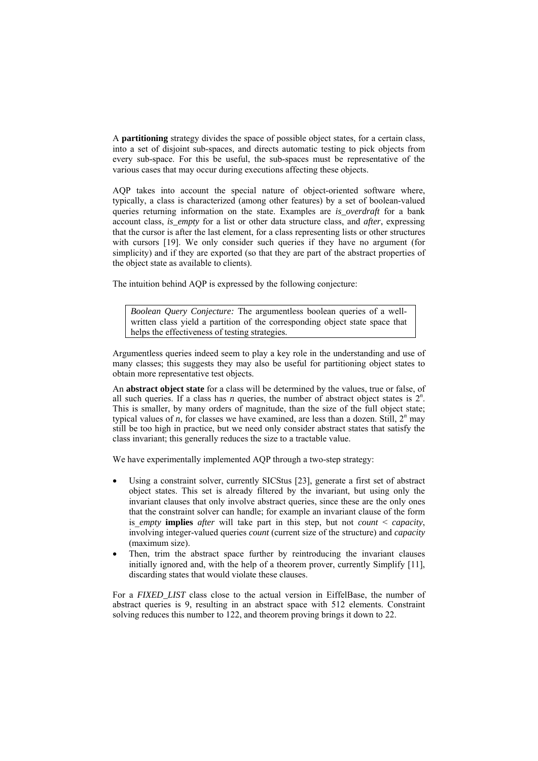A **partitioning** strategy divides the space of possible object states, for a certain class, into a set of disjoint sub-spaces, and directs automatic testing to pick objects from every sub-space. For this be useful, the sub-spaces must be representative of the various cases that may occur during executions affecting these objects.

AQP takes into account the special nature of object-oriented software where, typically, a class is characterized (among other features) by a set of boolean-valued queries returning information on the state. Examples are *is_overdraft* for a bank account class, *is_empty* for a list or other data structure class, and *after*, expressing that the cursor is after the last element, for a class representing lists or other structures with cursors [19]. We only consider such queries if they have no argument (for simplicity) and if they are exported (so that they are part of the abstract properties of the object state as available to clients).

The intuition behind AQP is expressed by the following conjecture:

> *Boolean Query Conjecture:* The argumentless boolean queries of a well-written class yield a partition of the corresponding object state space that helps the effectiveness of testing strategies.

Argumentless queries indeed seem to play a key role in the understanding and use of many classes; this suggests they may also be useful for partitioning object states to obtain more representative test objects.

An **abstract object state** for a class will be determined by the values, true or false, of all such queries. If a class has *n* queries, the number of abstract object states is $2^n$. This is smaller, by many orders of magnitude, than the size of the full object state; typical values of *n*, for classes we have examined, are less than a dozen. Still, $2^n$ may still be too high in practice, but we need only consider abstract states that satisfy the class invariant; this generally reduces the size to a tractable value.

We have experimentally implemented AQP through a two-step strategy:

- Using a constraint solver, currently SICStus [23], generate a first set of abstract object states. This set is already filtered by the invariant, but using only the invariant clauses that only involve abstract queries, since these are the only ones that the constraint solver can handle; for example an invariant clause of the form is_*empty* **implies** *after* will take part in this step, but not *count* < *capacity*, involving integer-valued queries *count* (current size of the structure) and *capacity* (maximum size).
- Then, trim the abstract space further by reintroducing the invariant clauses initially ignored and, with the help of a theorem prover, currently Simplify [11], discarding states that would violate these clauses.

For a *FIXED_LIST* class close to the actual version in EiffelBase, the number of abstract queries is 9, resulting in an abstract space with 512 elements. Constraint solving reduces this number to 122, and theorem proving brings it down to 22.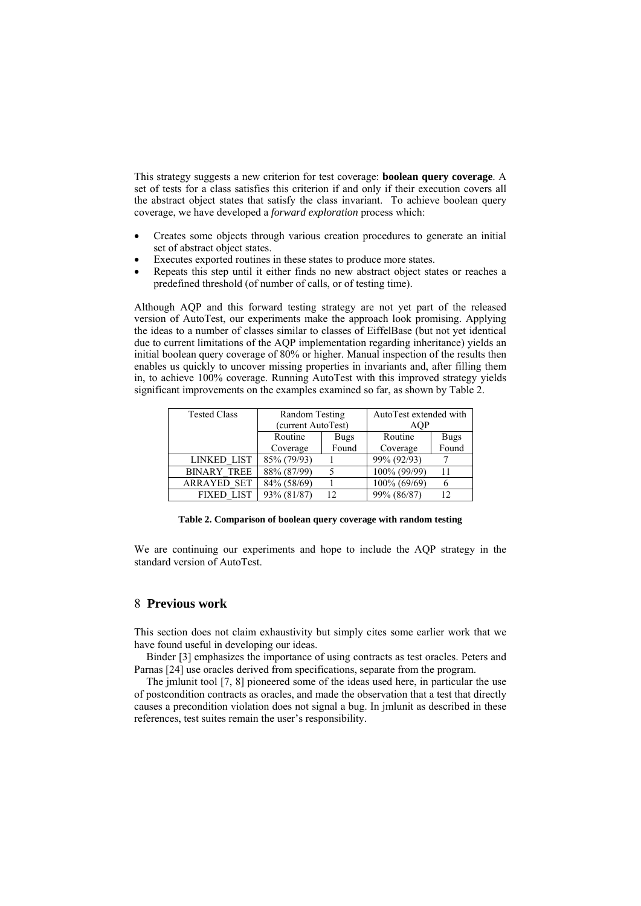This strategy suggests a new criterion for test coverage: **boolean query coverage**. A set of tests for a class satisfies this criterion if and only if their execution covers all the abstract object states that satisfy the class invariant. To achieve boolean query coverage, we have developed a *forward exploration* process which:

- Creates some objects through various creation procedures to generate an initial set of abstract object states.
- Executes exported routines in these states to produce more states.
- Repeats this step until it either finds no new abstract object states or reaches a predefined threshold (of number of calls, or of testing time).

Although AQP and this forward testing strategy are not yet part of the released version of AutoTest, our experiments make the approach look promising. Applying the ideas to a number of classes similar to classes of EiffelBase (but not yet identical due to current limitations of the AQP implementation regarding inheritance) yields an initial boolean query coverage of 80% or higher. Manual inspection of the results then enables us quickly to uncover missing properties in invariants and, after filling them in, to achieve 100% coverage. Running AutoTest with this improved strategy yields significant improvements on the examples examined so far, as shown by Table 2.

| Tested Class | Random Testing (current AutoTest) | | AutoTest extended with AQP | |
|---|---|---|---|---|
| | Routine Coverage | Bugs Found | Routine Coverage | Bugs Found |
| LINKED_LIST | 85% (79/93) | 1 | 99% (92/93) | 7 |
| BINARY_TREE | 88% (87/99) | 5 | 100% (99/99) | 11 |
| ARRAYED_SET | 84% (58/69) | 1 | 100% (69/69) | 6 |
| FIXED_LIST | 93% (81/87) | 12 | 99% (86/87) | 12 |

**Table 2. Comparison of boolean query coverage with random testing**

We are continuing our experiments and hope to include the AQP strategy in the standard version of AutoTest.

## 8 Previous work

This section does not claim exhaustivity but simply cites some earlier work that we have found useful in developing our ideas.

Binder [3] emphasizes the importance of using contracts as test oracles. Peters and Parnas [24] use oracles derived from specifications, separate from the program.

The jmlunit tool [7, 8] pioneered some of the ideas used here, in particular the use of postcondition contracts as oracles, and made the observation that a test that directly causes a precondition violation does not signal a bug. In jmlunit as described in these references, test suites remain the user's responsibility.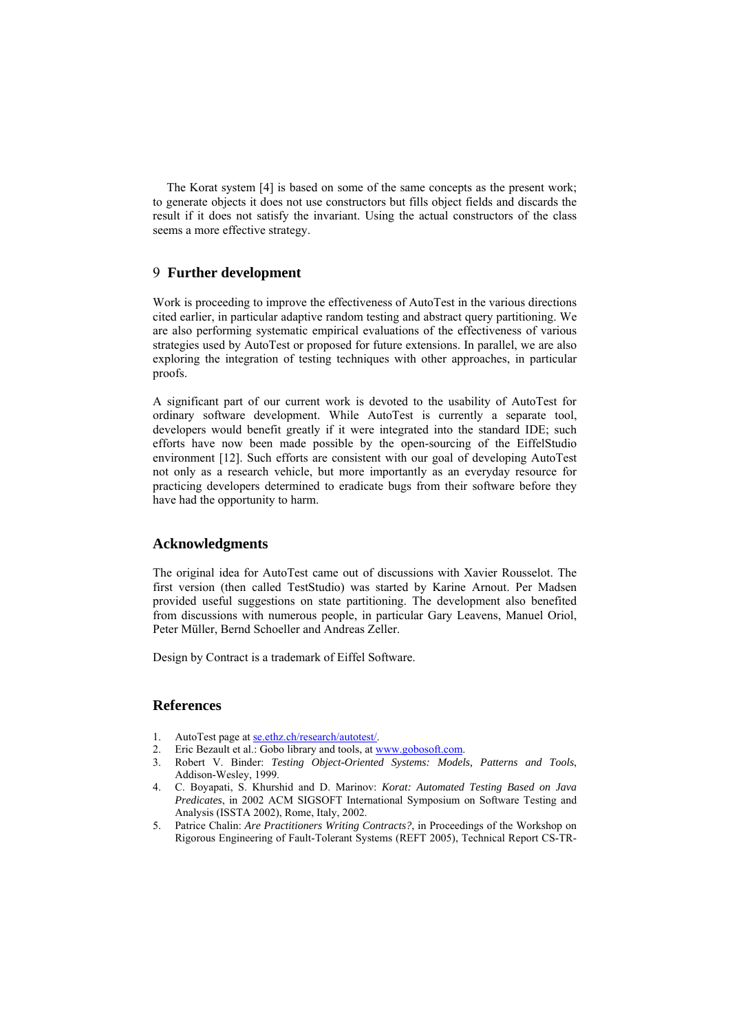The Korat system [4] is based on some of the same concepts as the present work; to generate objects it does not use constructors but fills object fields and discards the result if it does not satisfy the invariant. Using the actual constructors of the class seems a more effective strategy.

## 9 Further development

Work is proceeding to improve the effectiveness of AutoTest in the various directions cited earlier, in particular adaptive random testing and abstract query partitioning. We are also performing systematic empirical evaluations of the effectiveness of various strategies used by AutoTest or proposed for future extensions. In parallel, we are also exploring the integration of testing techniques with other approaches, in particular proofs.

A significant part of our current work is devoted to the usability of AutoTest for ordinary software development. While AutoTest is currently a separate tool, developers would benefit greatly if it were integrated into the standard IDE; such efforts have now been made possible by the open-sourcing of the EiffelStudio environment [12]. Such efforts are consistent with our goal of developing AutoTest not only as a research vehicle, but more importantly as an everyday resource for practicing developers determined to eradicate bugs from their software before they have had the opportunity to harm.

## Acknowledgments

The original idea for AutoTest came out of discussions with Xavier Rousselot. The first version (then called TestStudio) was started by Karine Arnout. Per Madsen provided useful suggestions on state partitioning. The development also benefited from discussions with numerous people, in particular Gary Leavens, Manuel Oriol, Peter Müller, Bernd Schoeller and Andreas Zeller.

Design by Contract is a trademark of Eiffel Software.

## References

1. AutoTest page at se.ethz.ch/research/autotest/.
2. Eric Bezault et al.: Gobo library and tools, at www.gobosoft.com.
3. Robert V. Binder: *Testing Object-Oriented Systems: Models, Patterns and Tools*, Addison-Wesley, 1999.
4. C. Boyapati, S. Khurshid and D. Marinov: *Korat: Automated Testing Based on Java Predicates*, in 2002 ACM SIGSOFT International Symposium on Software Testing and Analysis (ISSTA 2002), Rome, Italy, 2002.
5. Patrice Chalin: *Are Practitioners Writing Contracts?*, in Proceedings of the Workshop on Rigorous Engineering of Fault-Tolerant Systems (REFT 2005), Technical Report CS-TR-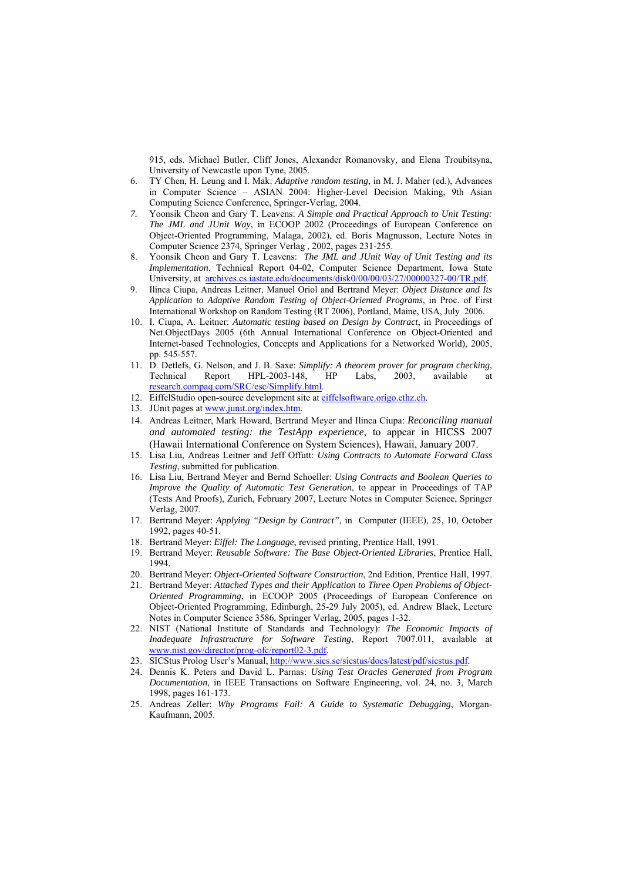915, eds. Michael Butler, Cliff Jones, Alexander Romanovsky, and Elena Troubitsyna, University of Newcastle upon Tyne, 2005.

6. TY Chen, H. Leung and I. Mak: *Adaptive random testing*, in M. J. Maher (ed.), Advances in Computer Science – ASIAN 2004: Higher-Level Decision Making, 9th Asian Computing Science Conference, Springer-Verlag, 2004.
7. Yoonsik Cheon and Gary T. Leavens: *A Simple and Practical Approach to Unit Testing: The JML and JUnit Way*, in ECOOP 2002 (Proceedings of European Conference on Object-Oriented Programming, Malaga, 2002), ed. Boris Magnusson, Lecture Notes in Computer Science 2374, Springer Verlag , 2002, pages 231-255.
8. Yoonsik Cheon and Gary T. Leavens: *The JML and JUnit Way of Unit Testing and its Implementation*, Technical Report 04-02, Computer Science Department, Iowa State University, at archives.cs.iastate.edu/documents/disk0/00/00/03/27/00000327-00/TR.pdf.
9. Ilinca Ciupa, Andreas Leitner, Manuel Oriol and Bertrand Meyer: *Object Distance and Its Application to Adaptive Random Testing of Object-Oriented Programs*, in Proc. of First International Workshop on Random Testing (RT 2006), Portland, Maine, USA, July 2006.
10. I. Ciupa, A. Leitner: *Automatic testing based on Design by Contract*, in Proceedings of Net.ObjectDays 2005 (6th Annual International Conference on Object-Oriented and Internet-based Technologies, Concepts and Applications for a Networked World), 2005, pp. 545-557.
11. D. Detlefs, G. Nelson, and J. B. Saxe: *Simplify: A theorem prover for program checking*, Technical Report HPL-2003-148, HP Labs, 2003, available at research.compaq.com/SRC/esc/Simplify.html.
12. EiffelStudio open-source development site at eiffelsoftware.origo.ethz.ch.
13. JUnit pages at www.junit.org/index.htm.
14. Andreas Leitner, Mark Howard, Bertrand Meyer and Ilinca Ciupa: *Reconciling manual and automated testing: the TestApp experience*, to appear in HICSS 2007 (Hawaii International Conference on System Sciences), Hawaii, January 2007.
15. Lisa Liu, Andreas Leitner and Jeff Offutt: *Using Contracts to Automate Forward Class Testing*, submitted for publication.
16. Lisa Liu, Bertrand Meyer and Bernd Schoeller: *Using Contracts and Boolean Queries to Improve the Quality of Automatic Test Generation*, to appear in Proceedings of TAP (Tests And Proofs), Zurich, February 2007, Lecture Notes in Computer Science, Springer Verlag, 2007.
17. Bertrand Meyer: *Applying "Design by Contract"*, in Computer (IEEE), 25, 10, October 1992, pages 40-51.
18. Bertrand Meyer: *Eiffel: The Language*, revised printing, Prentice Hall, 1991.
19. Bertrand Meyer: *Reusable Software: The Base Object-Oriented Libraries*, Prentice Hall, 1994.
20. Bertrand Meyer: *Object-Oriented Software Construction*, 2nd Edition, Prentice Hall, 1997.
21. Bertrand Meyer: *Attached Types and their Application to Three Open Problems of Object-Oriented Programming*, in ECOOP 2005 (Proceedings of European Conference on Object-Oriented Programming, Edinburgh, 25-29 July 2005), ed. Andrew Black, Lecture Notes in Computer Science 3586, Springer Verlag, 2005, pages 1-32.
22. NIST (National Institute of Standards and Technology): *The Economic Impacts of Inadequate Infrastructure for Software Testing*, Report 7007.011, available at www.nist.gov/director/prog-ofc/report02-3.pdf.
23. SICStus Prolog User's Manual, http://www.sics.se/sicstus/docs/latest/pdf/sicstus.pdf.
24. Dennis K. Peters and David L. Parnas: *Using Test Oracles Generated from Program Documentation*, in IEEE Transactions on Software Engineering, vol. 24, no. 3, March 1998, pages 161-173.
25. Andreas Zeller: *Why Programs Fail: A Guide to Systematic Debugging*, Morgan-Kaufmann, 2005.